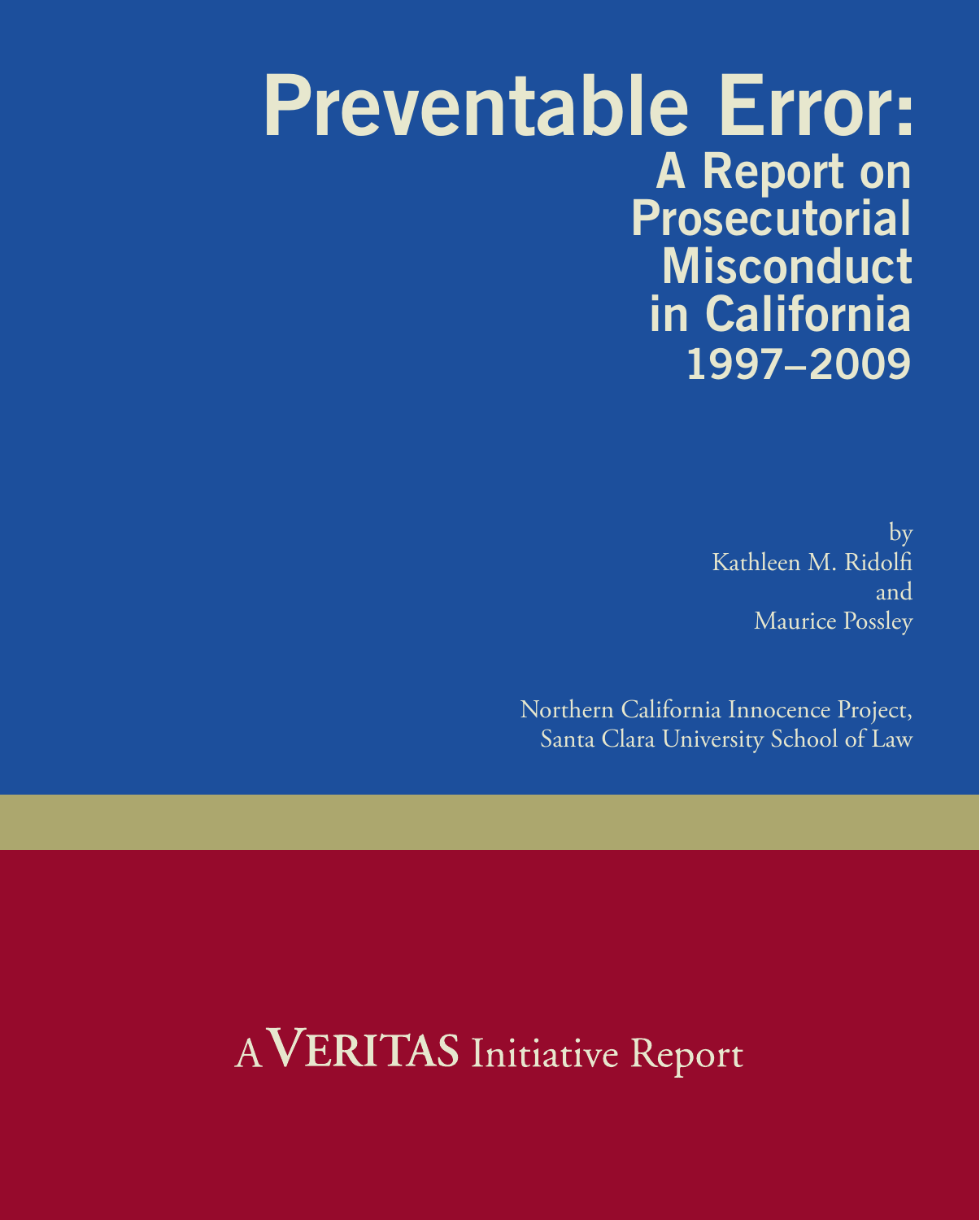# Preventable Error:

## A Report on Prosecutorial Misconduct in California 1997–2009

by
Kathleen M. Ridolfi
and
Maurice Possley

Northern California Innocence Project,
Santa Clara University School of Law

A VERITAS Initiative Report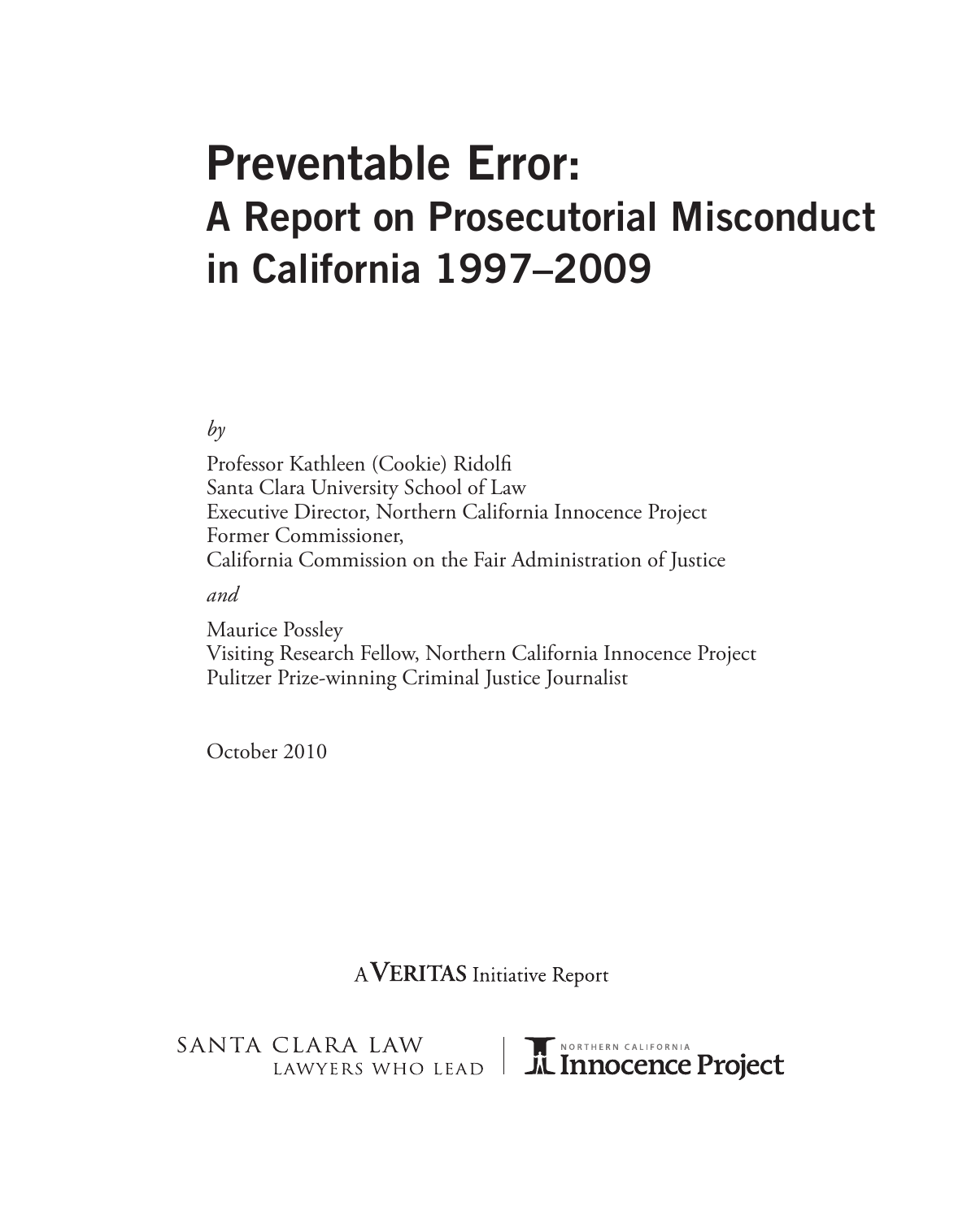# Preventable Error:
## A Report on Prosecutorial Misconduct in California 1997–2009

*by*

Professor Kathleen (Cookie) Ridolfi
Santa Clara University School of Law
Executive Director, Northern California Innocence Project
Former Commissioner,
California Commission on the Fair Administration of Justice

*and*

Maurice Possley
Visiting Research Fellow, Northern California Innocence Project
Pulitzer Prize-winning Criminal Justice Journalist

October 2010

A **VERITAS** Initiative Report

SANTA CLARA LAW
LAWYERS WHO LEAD

NORTHERN CALIFORNIA
Innocence Project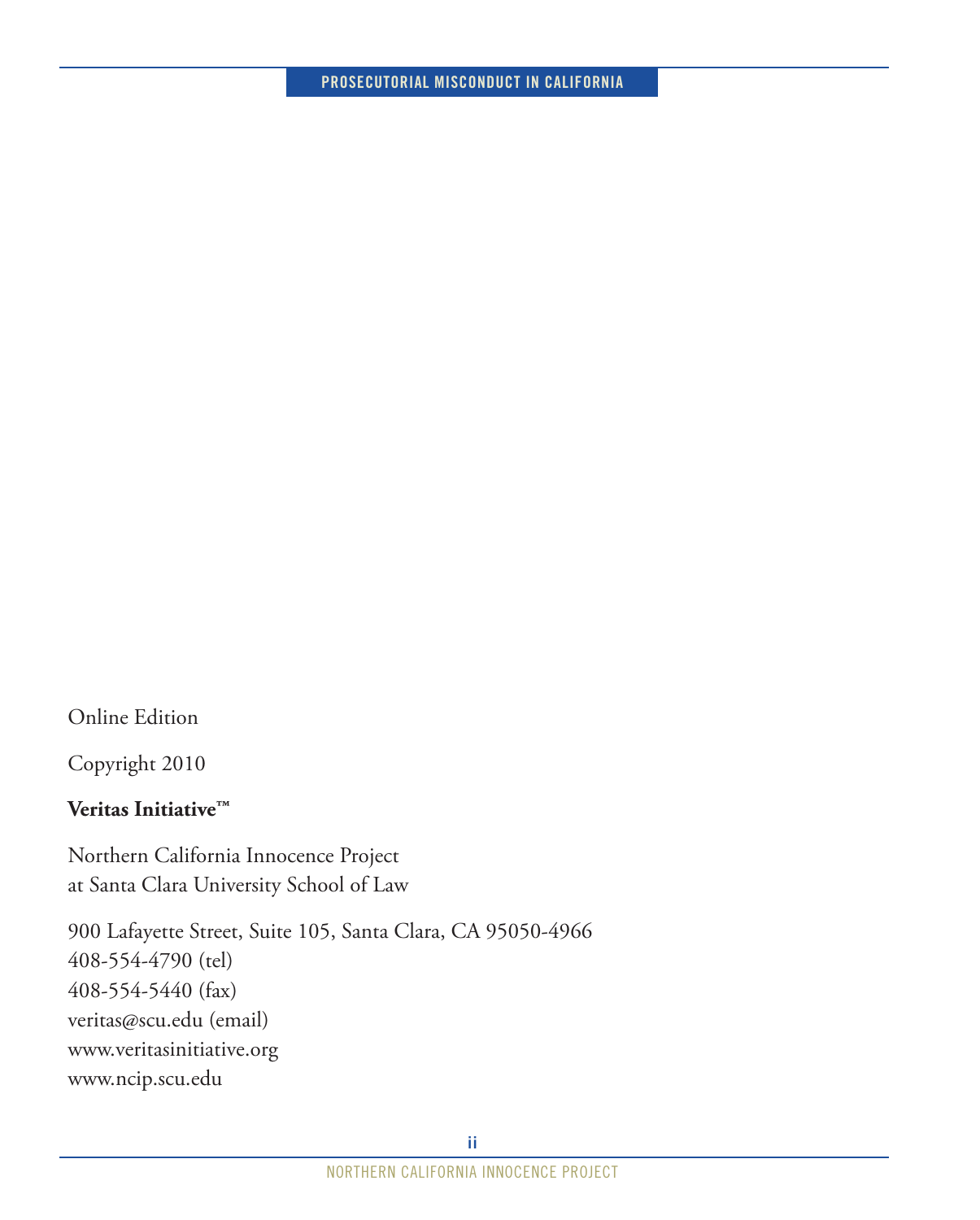Online Edition

Copyright 2010

**Veritas Initiative™**

Northern California Innocence Project
at Santa Clara University School of Law

900 Lafayette Street, Suite 105, Santa Clara, CA 95050-4966
408-554-4790 (tel)
408-554-5440 (fax)
veritas@scu.edu (email)
www.veritasinitiative.org
www.ncip.scu.edu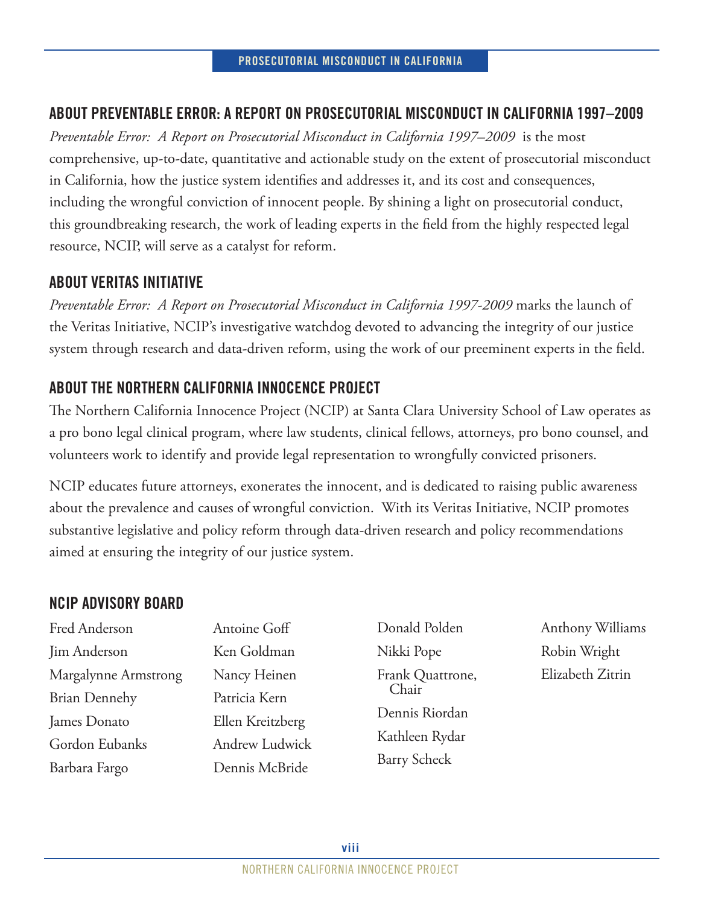## ABOUT PREVENTABLE ERROR: A REPORT ON PROSECUTORIAL MISCONDUCT IN CALIFORNIA 1997–2009

*Preventable Error: A Report on Prosecutorial Misconduct in California 1997–2009* is the most comprehensive, up-to-date, quantitative and actionable study on the extent of prosecutorial misconduct in California, how the justice system identifies and addresses it, and its cost and consequences, including the wrongful conviction of innocent people. By shining a light on prosecutorial conduct, this groundbreaking research, the work of leading experts in the field from the highly respected legal resource, NCIP, will serve as a catalyst for reform.

## ABOUT VERITAS INITIATIVE

*Preventable Error: A Report on Prosecutorial Misconduct in California 1997-2009* marks the launch of the Veritas Initiative, NCIP's investigative watchdog devoted to advancing the integrity of our justice system through research and data-driven reform, using the work of our preeminent experts in the field.

## ABOUT THE NORTHERN CALIFORNIA INNOCENCE PROJECT

The Northern California Innocence Project (NCIP) at Santa Clara University School of Law operates as a pro bono legal clinical program, where law students, clinical fellows, attorneys, pro bono counsel, and volunteers work to identify and provide legal representation to wrongfully convicted prisoners.

NCIP educates future attorneys, exonerates the innocent, and is dedicated to raising public awareness about the prevalence and causes of wrongful conviction. With its Veritas Initiative, NCIP promotes substantive legislative and policy reform through data-driven research and policy recommendations aimed at ensuring the integrity of our justice system.

## NCIP ADVISORY BOARD

Fred Anderson
Jim Anderson
Margalynne Armstrong
Brian Dennehy
James Donato
Gordon Eubanks
Barbara Fargo
Antoine Goff
Ken Goldman
Nancy Heinen
Patricia Kern
Ellen Kreitzberg
Andrew Ludwick
Dennis McBride
Donald Polden
Nikki Pope
Frank Quattrone, Chair
Dennis Riordan
Kathleen Rydar
Barry Scheck
Anthony Williams
Robin Wright
Elizabeth Zitrin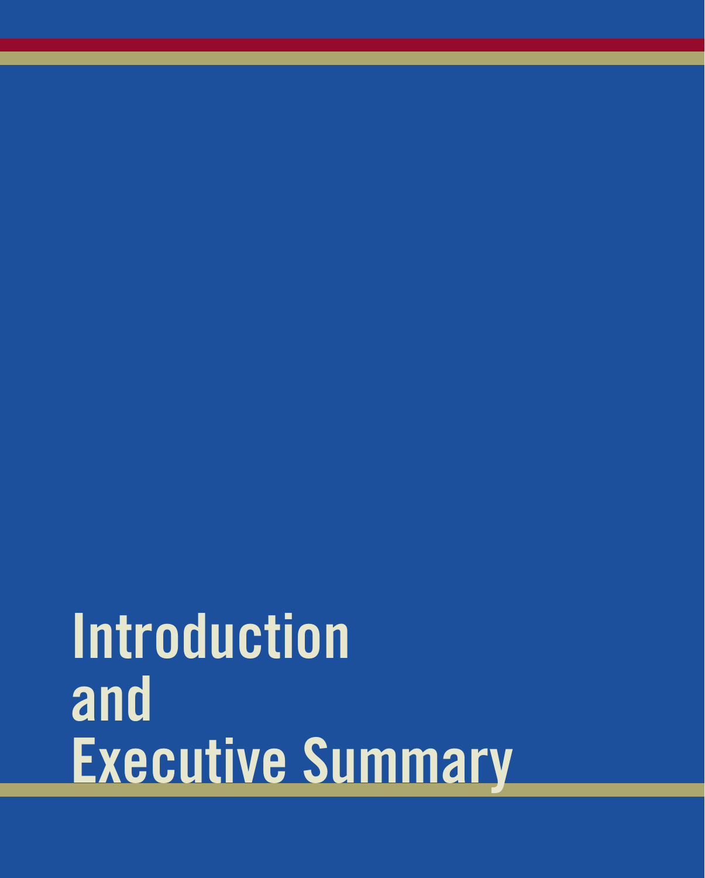# Introduction and Executive Summary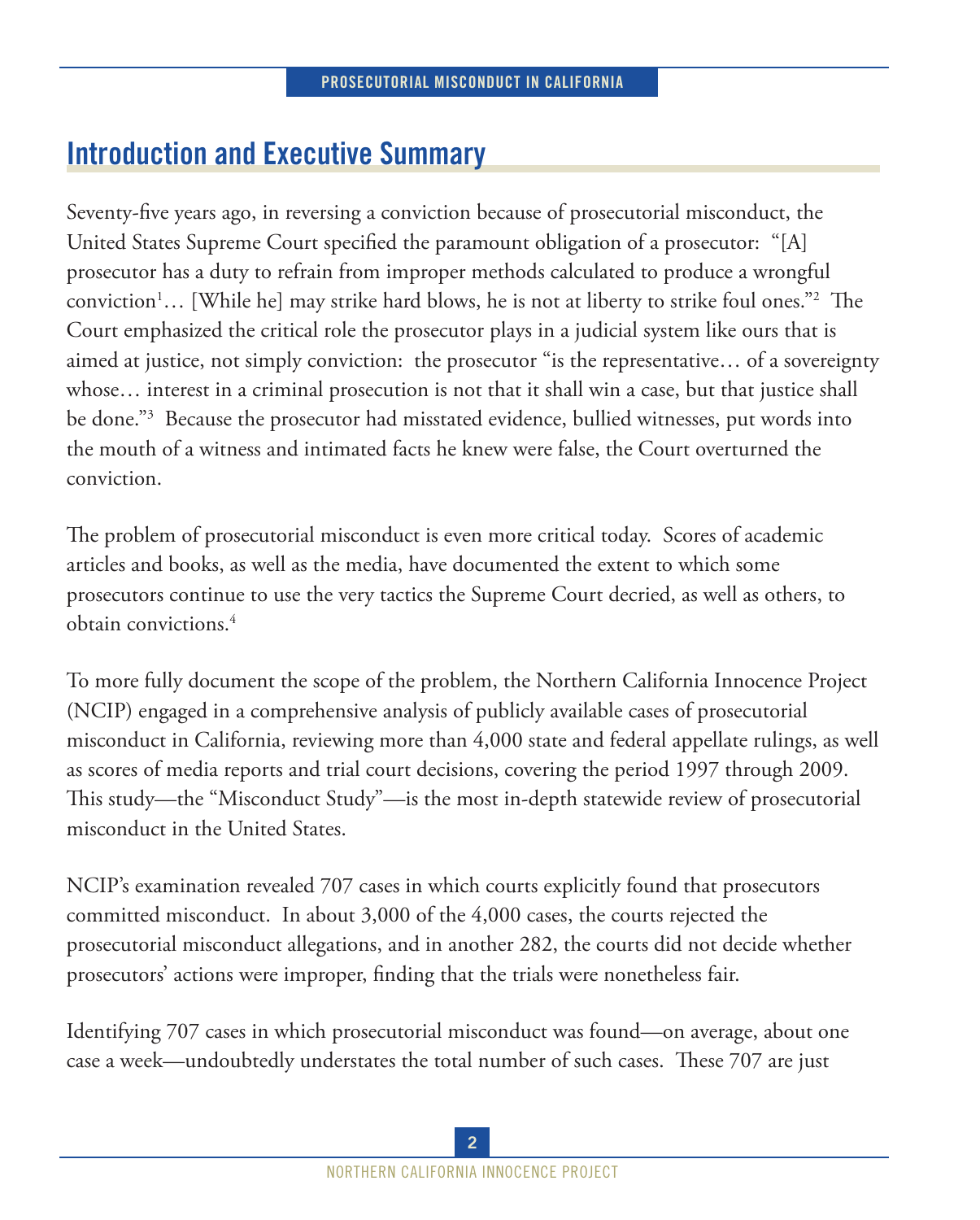## Introduction and Executive Summary

Seventy-five years ago, in reversing a conviction because of prosecutorial misconduct, the United States Supreme Court specified the paramount obligation of a prosecutor: "[A] prosecutor has a duty to refrain from improper methods calculated to produce a wrongful conviction[1]… [While he] may strike hard blows, he is not at liberty to strike foul ones."[2] The Court emphasized the critical role the prosecutor plays in a judicial system like ours that is aimed at justice, not simply conviction: the prosecutor "is the representative… of a sovereignty whose… interest in a criminal prosecution is not that it shall win a case, but that justice shall be done."[3] Because the prosecutor had misstated evidence, bullied witnesses, put words into the mouth of a witness and intimated facts he knew were false, the Court overturned the conviction.

The problem of prosecutorial misconduct is even more critical today. Scores of academic articles and books, as well as the media, have documented the extent to which some prosecutors continue to use the very tactics the Supreme Court decried, as well as others, to obtain convictions.[4]

To more fully document the scope of the problem, the Northern California Innocence Project (NCIP) engaged in a comprehensive analysis of publicly available cases of prosecutorial misconduct in California, reviewing more than 4,000 state and federal appellate rulings, as well as scores of media reports and trial court decisions, covering the period 1997 through 2009. This study—the "Misconduct Study"—is the most in-depth statewide review of prosecutorial misconduct in the United States.

NCIP's examination revealed 707 cases in which courts explicitly found that prosecutors committed misconduct. In about 3,000 of the 4,000 cases, the courts rejected the prosecutorial misconduct allegations, and in another 282, the courts did not decide whether prosecutors' actions were improper, finding that the trials were nonetheless fair.

Identifying 707 cases in which prosecutorial misconduct was found—on average, about one case a week—undoubtedly understates the total number of such cases. These 707 are just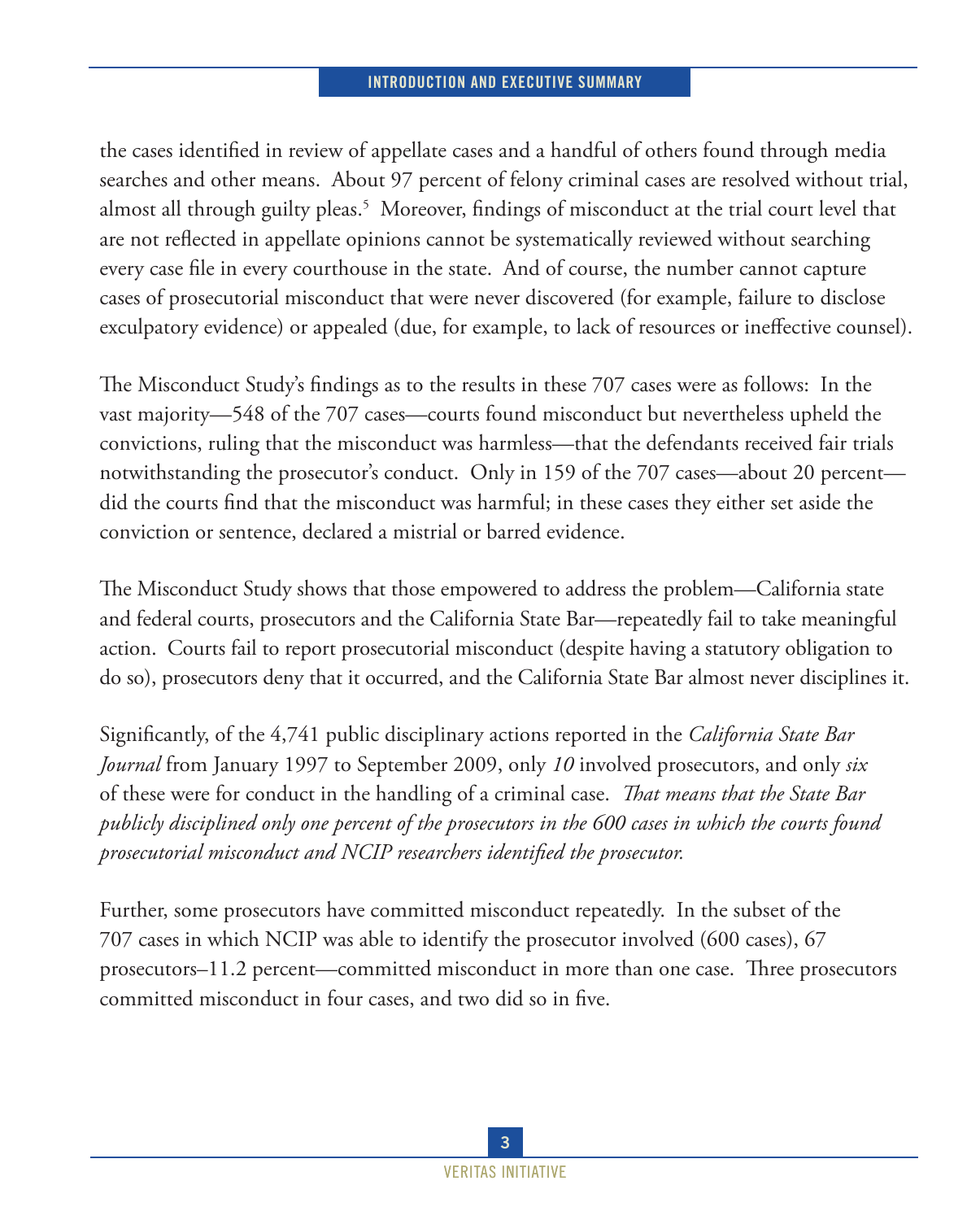the cases identified in review of appellate cases and a handful of others found through media searches and other means. About 97 percent of felony criminal cases are resolved without trial, almost all through guilty pleas.[5] Moreover, findings of misconduct at the trial court level that are not reflected in appellate opinions cannot be systematically reviewed without searching every case file in every courthouse in the state. And of course, the number cannot capture cases of prosecutorial misconduct that were never discovered (for example, failure to disclose exculpatory evidence) or appealed (due, for example, to lack of resources or ineffective counsel).

The Misconduct Study's findings as to the results in these 707 cases were as follows: In the vast majority—548 of the 707 cases—courts found misconduct but nevertheless upheld the convictions, ruling that the misconduct was harmless—that the defendants received fair trials notwithstanding the prosecutor's conduct. Only in 159 of the 707 cases—about 20 percent—did the courts find that the misconduct was harmful; in these cases they either set aside the conviction or sentence, declared a mistrial or barred evidence.

The Misconduct Study shows that those empowered to address the problem—California state and federal courts, prosecutors and the California State Bar—repeatedly fail to take meaningful action. Courts fail to report prosecutorial misconduct (despite having a statutory obligation to do so), prosecutors deny that it occurred, and the California State Bar almost never disciplines it.

Significantly, of the 4,741 public disciplinary actions reported in the *California State Bar Journal* from January 1997 to September 2009, only *10* involved prosecutors, and only *six* of these were for conduct in the handling of a criminal case. *That means that the State Bar publicly disciplined only one percent of the prosecutors in the 600 cases in which the courts found prosecutorial misconduct and NCIP researchers identified the prosecutor.*

Further, some prosecutors have committed misconduct repeatedly. In the subset of the 707 cases in which NCIP was able to identify the prosecutor involved (600 cases), 67 prosecutors–11.2 percent—committed misconduct in more than one case. Three prosecutors committed misconduct in four cases, and two did so in five.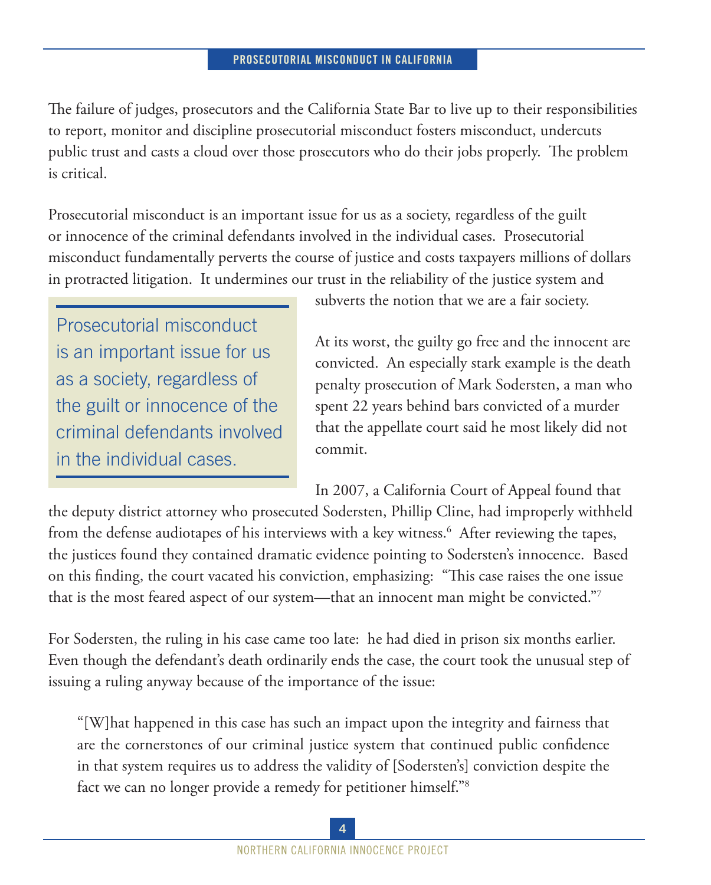The failure of judges, prosecutors and the California State Bar to live up to their responsibilities to report, monitor and discipline prosecutorial misconduct fosters misconduct, undercuts public trust and casts a cloud over those prosecutors who do their jobs properly. The problem is critical.

Prosecutorial misconduct is an important issue for us as a society, regardless of the guilt or innocence of the criminal defendants involved in the individual cases. Prosecutorial misconduct fundamentally perverts the course of justice and costs taxpayers millions of dollars in protracted litigation. It undermines our trust in the reliability of the justice system and subverts the notion that we are a fair society.

> Prosecutorial misconduct is an important issue for us as a society, regardless of the guilt or innocence of the criminal defendants involved in the individual cases.

At its worst, the guilty go free and the innocent are convicted. An especially stark example is the death penalty prosecution of Mark Sodersten, a man who spent 22 years behind bars convicted of a murder that the appellate court said he most likely did not commit.

In 2007, a California Court of Appeal found that the deputy district attorney who prosecuted Sodersten, Phillip Cline, had improperly withheld from the defense audiotapes of his interviews with a key witness.[6] After reviewing the tapes, the justices found they contained dramatic evidence pointing to Sodersten's innocence. Based on this finding, the court vacated his conviction, emphasizing: "This case raises the one issue that is the most feared aspect of our system—that an innocent man might be convicted."[7]

For Sodersten, the ruling in his case came too late: he had died in prison six months earlier. Even though the defendant's death ordinarily ends the case, the court took the unusual step of issuing a ruling anyway because of the importance of the issue:

> "[W]hat happened in this case has such an impact upon the integrity and fairness that are the cornerstones of our criminal justice system that continued public confidence in that system requires us to address the validity of [Sodersten's] conviction despite the fact we can no longer provide a remedy for petitioner himself."[8]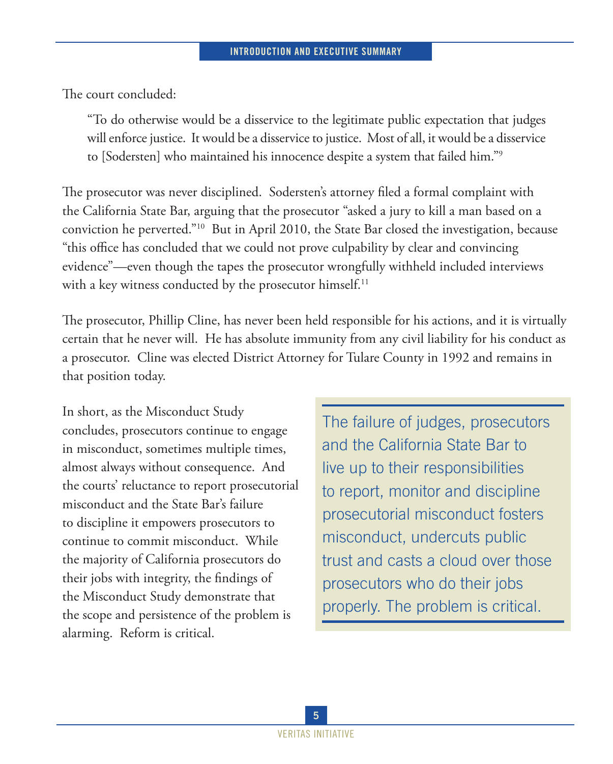The court concluded:

> "To do otherwise would be a disservice to the legitimate public expectation that judges will enforce justice. It would be a disservice to justice. Most of all, it would be a disservice to [Sodersten] who maintained his innocence despite a system that failed him."[9]

The prosecutor was never disciplined. Sodersten's attorney filed a formal complaint with the California State Bar, arguing that the prosecutor "asked a jury to kill a man based on a conviction he perverted."[10] But in April 2010, the State Bar closed the investigation, because "this office has concluded that we could not prove culpability by clear and convincing evidence"—even though the tapes the prosecutor wrongfully withheld included interviews with a key witness conducted by the prosecutor himself.[11]

The prosecutor, Phillip Cline, has never been held responsible for his actions, and it is virtually certain that he never will. He has absolute immunity from any civil liability for his conduct as a prosecutor. Cline was elected District Attorney for Tulare County in 1992 and remains in that position today.

In short, as the Misconduct Study concludes, prosecutors continue to engage in misconduct, sometimes multiple times, almost always without consequence. And the courts' reluctance to report prosecutorial misconduct and the State Bar's failure to discipline it empowers prosecutors to continue to commit misconduct. While the majority of California prosecutors do their jobs with integrity, the findings of the Misconduct Study demonstrate that the scope and persistence of the problem is alarming. Reform is critical.

> The failure of judges, prosecutors and the California State Bar to live up to their responsibilities to report, monitor and discipline prosecutorial misconduct fosters misconduct, undercuts public trust and casts a cloud over those prosecutors who do their jobs properly. The problem is critical.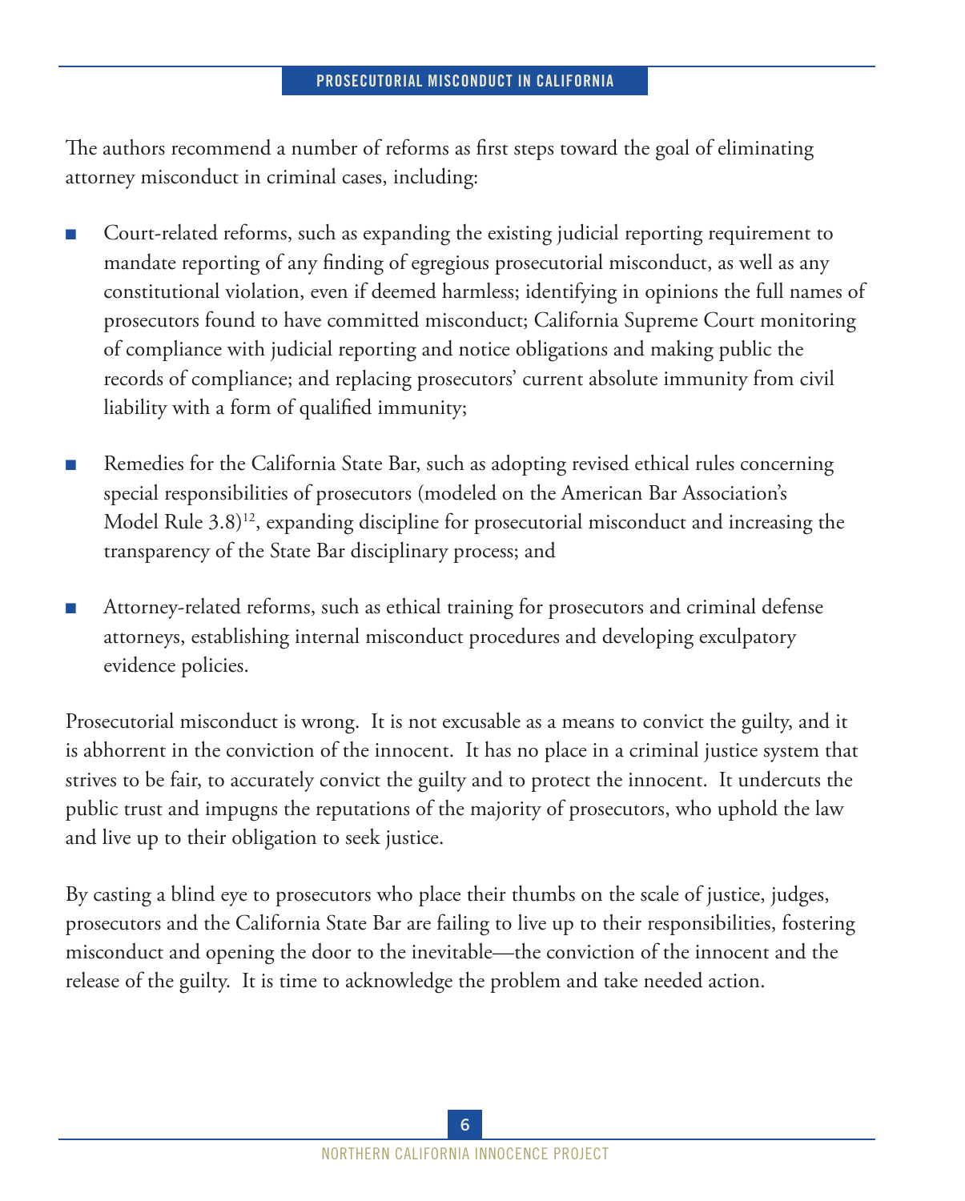The authors recommend a number of reforms as first steps toward the goal of eliminating attorney misconduct in criminal cases, including:

- Court-related reforms, such as expanding the existing judicial reporting requirement to mandate reporting of any finding of egregious prosecutorial misconduct, as well as any constitutional violation, even if deemed harmless; identifying in opinions the full names of prosecutors found to have committed misconduct; California Supreme Court monitoring of compliance with judicial reporting and notice obligations and making public the records of compliance; and replacing prosecutors' current absolute immunity from civil liability with a form of qualified immunity;

- Remedies for the California State Bar, such as adopting revised ethical rules concerning special responsibilities of prosecutors (modeled on the American Bar Association's Model Rule 3.8)[12], expanding discipline for prosecutorial misconduct and increasing the transparency of the State Bar disciplinary process; and

- Attorney-related reforms, such as ethical training for prosecutors and criminal defense attorneys, establishing internal misconduct procedures and developing exculpatory evidence policies.

Prosecutorial misconduct is wrong. It is not excusable as a means to convict the guilty, and it is abhorrent in the conviction of the innocent. It has no place in a criminal justice system that strives to be fair, to accurately convict the guilty and to protect the innocent. It undercuts the public trust and impugns the reputations of the majority of prosecutors, who uphold the law and live up to their obligation to seek justice.

By casting a blind eye to prosecutors who place their thumbs on the scale of justice, judges, prosecutors and the California State Bar are failing to live up to their responsibilities, fostering misconduct and opening the door to the inevitable—the conviction of the innocent and the release of the guilty. It is time to acknowledge the problem and take needed action.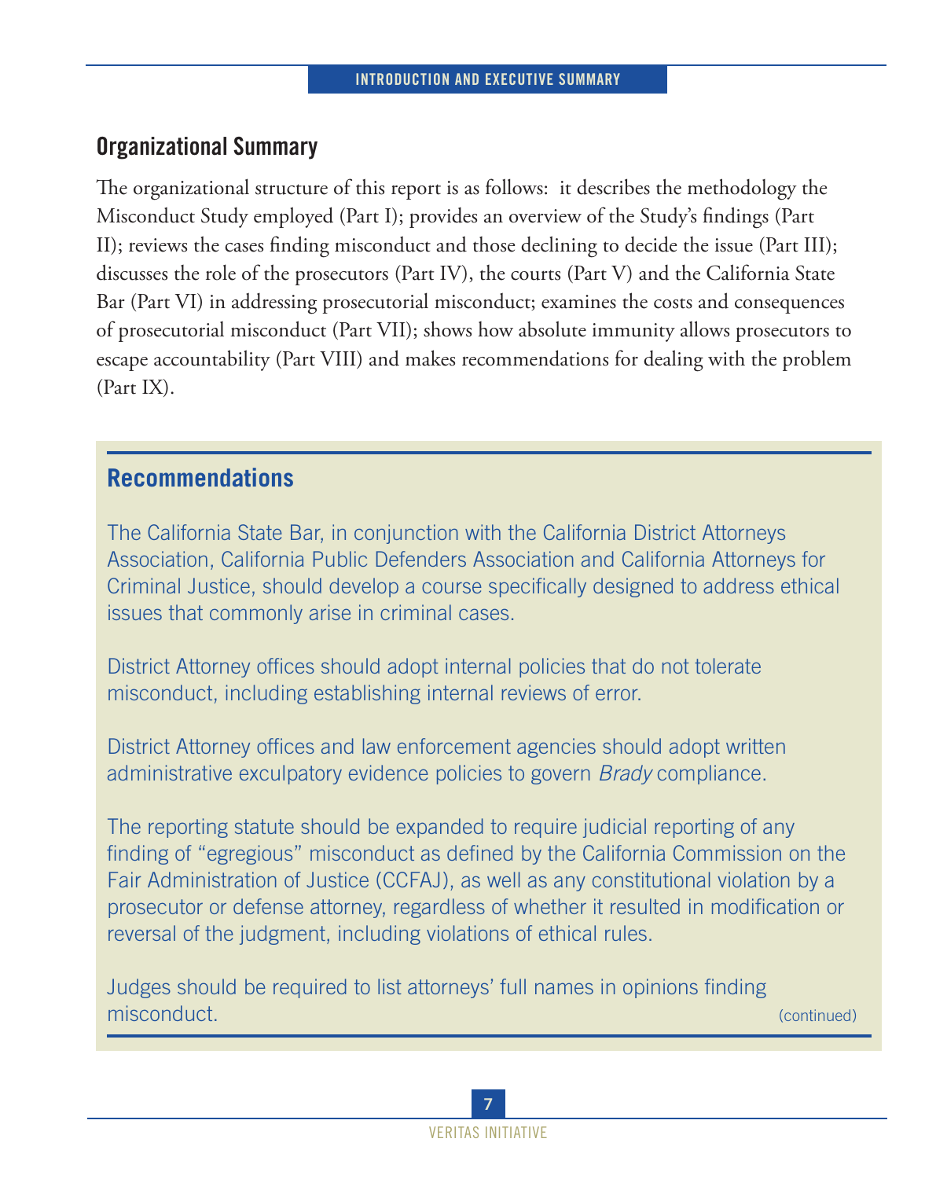## Organizational Summary

The organizational structure of this report is as follows: it describes the methodology the Misconduct Study employed (Part I); provides an overview of the Study's findings (Part II); reviews the cases finding misconduct and those declining to decide the issue (Part III); discusses the role of the prosecutors (Part IV), the courts (Part V) and the California State Bar (Part VI) in addressing prosecutorial misconduct; examines the costs and consequences of prosecutorial misconduct (Part VII); shows how absolute immunity allows prosecutors to escape accountability (Part VIII) and makes recommendations for dealing with the problem (Part IX).

## Recommendations

The California State Bar, in conjunction with the California District Attorneys Association, California Public Defenders Association and California Attorneys for Criminal Justice, should develop a course specifically designed to address ethical issues that commonly arise in criminal cases.

District Attorney offices should adopt internal policies that do not tolerate misconduct, including establishing internal reviews of error.

District Attorney offices and law enforcement agencies should adopt written administrative exculpatory evidence policies to govern *Brady* compliance.

The reporting statute should be expanded to require judicial reporting of any finding of "egregious" misconduct as defined by the California Commission on the Fair Administration of Justice (CCFAJ), as well as any constitutional violation by a prosecutor or defense attorney, regardless of whether it resulted in modification or reversal of the judgment, including violations of ethical rules.

Judges should be required to list attorneys' full names in opinions finding misconduct.

(continued)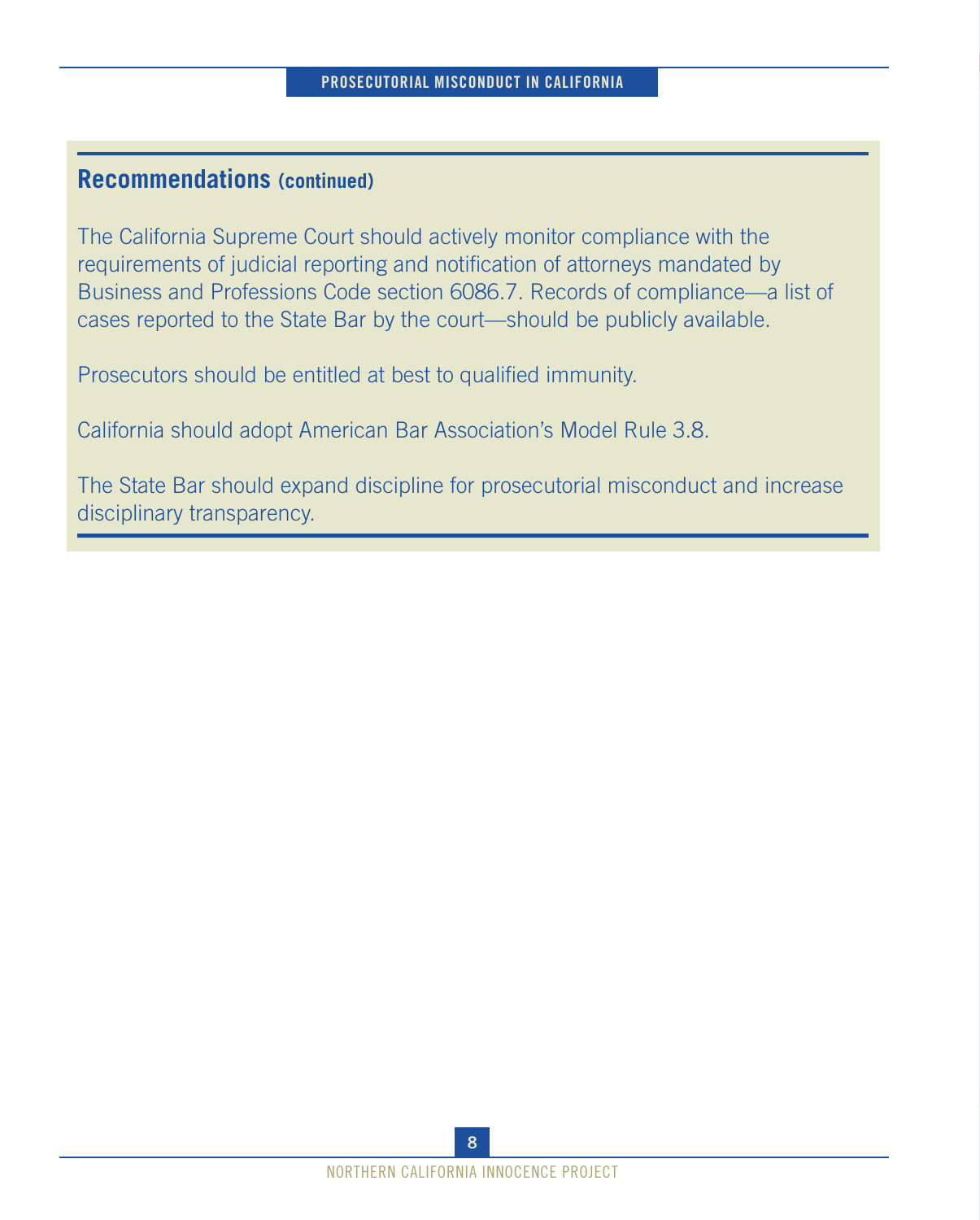## Recommendations (continued)

The California Supreme Court should actively monitor compliance with the requirements of judicial reporting and notification of attorneys mandated by Business and Professions Code section 6086.7. Records of compliance—a list of cases reported to the State Bar by the court—should be publicly available.

Prosecutors should be entitled at best to qualified immunity.

California should adopt American Bar Association's Model Rule 3.8.

The State Bar should expand discipline for prosecutorial misconduct and increase disciplinary transparency.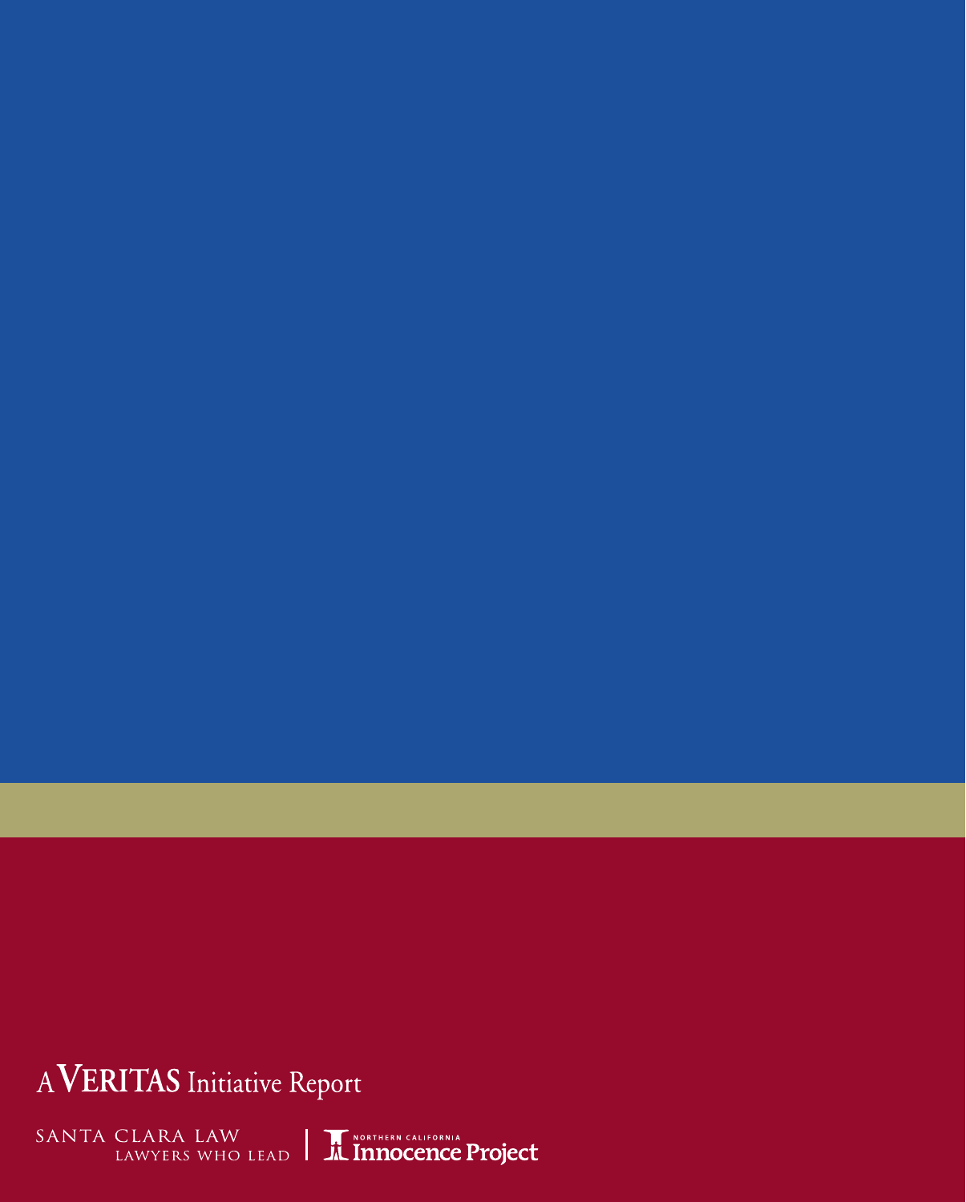A VERITAS Initiative Report

SANTA CLARA LAW
LAWYERS WHO LEAD

NORTHERN CALIFORNIA
Innocence Project